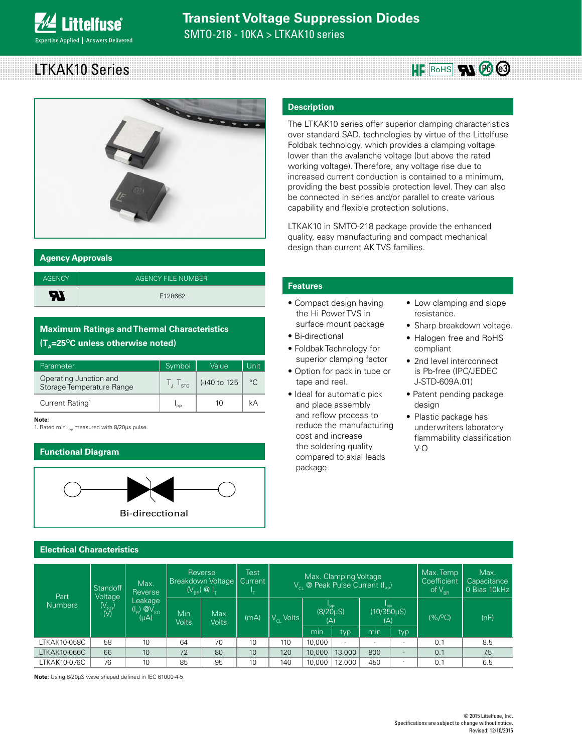# Transient Voltage Suppression Diodes

SMTO-218 - 10KA > LTKAK10 series

## LTKAK10 Series

## Description

The LTKAK10 series offer superior clamping characteristics over standard SAD. technologies by virtue of the Littelfuse Foldbak technology, which provides a clamping voltage lower than the avalanche voltage (but above the rated working voltage). Therefore, any voltage rise due to increased current conduction is contained to a minimum, providing the best possible protection level. They can also be connected in series and/or parallel to create various capability and flexible protection solutions.

LTKAK10 in SMTO-218 package provide the enhanced quality, easy manufacturing and compact mechanical design than current AK TVS families.

## Agency Approvals

| AGENCY | AGENCY FILE NUMBER |
|---|---|
| UL | E128662 |

## Maximum Ratings and Thermal Characteristics ($T_A$=25°C unless otherwise noted)

| Parameter | Symbol | Value | Unit |
|---|---|---|---|
| Operating Junction and Storage Temperature Range | $T_J$, $T_{STG}$ | (-)40 to 125 | °C |
| Current Rating[1] | $I_{PP}$ | 10 | kA |

**Note:**
1. Rated min $I_{PP}$ measured with 8/20µs pulse.

## Features

- Compact design having the Hi Power TVS in surface mount package
- Bi-directional
- Foldbak Technology for superior clamping factor
- Option for pack in tube or tape and reel.
- Ideal for automatic pick and place assembly and reflow process to reduce the manufacturing cost and increase the soldering quality compared to axial leads package
- Low clamping and slope resistance.
- Sharp breakdown voltage.
- Halogen free and RoHS compliant
- 2nd level interconnect is Pb-free (IPC/JEDEC J-STD-609A.01)
- Patent pending package design
- Plastic package has underwriters laboratory flammability classification V-O

## Functional Diagram

Bi-direcctional

## Electrical Characteristics

| Part Numbers | Standoff Voltage ($V_{SO}$) (V) | Max. Reverse Leakage ($I_R$) @$V_{SO}$ (µA) | Reverse Breakdown Voltage ($V_{BR}$) @ $I_T$ | | Test Current $I_T$ | Max. Clamping Voltage $V_{CL}$ @ Peak Pulse Current ($I_{PP}$) | | | | | Max. Temp Coefficient of $V_{BR}$ | Max. Capacitance 0 Bias 10kHz |
|---|---|---|---|---|---|---|---|---|---|---|---|---|
| | | | Min Volts | Max Volts | (mA) | $V_{CL}$ Volts | $I_{PP}$ (8/20µS) (A) | | $I_{PP}$ (10/350µS) (A) | | (%/°C) | (nF) |
| | | | | | | | min | typ | min | typ | | |
| LTKAK10-058C | 58 | 10 | 64 | 70 | 10 | 110 | 10,000 | - | - | - | 0.1 | 8.5 |
| LTKAK10-066C | 66 | 10 | 72 | 80 | 10 | 120 | 10,000 | 13,000 | 800 | - | 0.1 | 7.5 |
| LTKAK10-076C | 76 | 10 | 85 | 95 | 10 | 140 | 10,000 | 12,000 | 450 | - | 0.1 | 6.5 |

**Note:** Using 8/20µS wave shaped defined in IEC 61000-4-5.

© 2015 Littelfuse, Inc.
Specifications are subject to change without notice.
Revised: 12/10/2015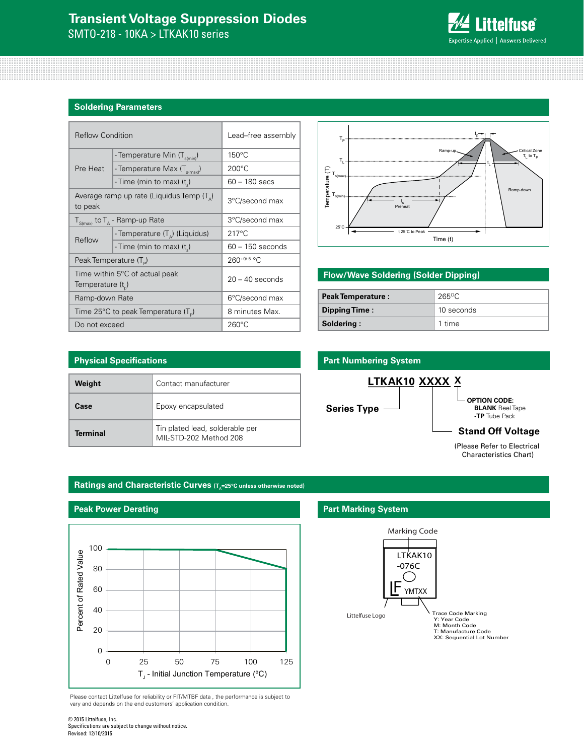# Transient Voltage Suppression Diodes

SMTO-218 - 10KA > LTKAK10 series

## Soldering Parameters

| Reflow Condition | | Lead–free assembly |
|---|---|---|
| Pre Heat | - Temperature Min ($T_{s(min)}$) | 150°C |
| | - Temperature Max ($T_{s(max)}$) | 200°C |
| | - Time (min to max) ($t_s$) | 60 – 180 secs |
| Average ramp up rate (Liquidus Temp ($T_A$) to peak | | 3°C/second max |
| $T_{S(max)}$ to $T_A$ - Ramp-up Rate | | 3°C/second max |
| Reflow | - Temperature ($T_A$) (Liquidus) | 217°C |
| | - Time (min to max) ($t_s$) | 60 – 150 seconds |
| Peak Temperature ($T_P$) | | $260^{+0/-5}$ °C |
| Time within 5°C of actual peak Temperature ($t_p$) | | 20 – 40 seconds |
| Ramp-down Rate | | 6°C/second max |
| Time 25°C to peak Temperature ($T_P$) | | 8 minutes Max. |
| Do not exceed | | 260°C |

## Flow/Wave Soldering (Solder Dipping)

| | |
|---|---|
| **Peak Temperature :** | 265°C |
| **Dipping Time :** | 10 seconds |
| **Soldering :** | 1 time |

## Physical Specifications

| | |
|---|---|
| **Weight** | Contact manufacturer |
| **Case** | Epoxy encapsulated |
| **Terminal** | Tin plated lead, solderable per MIL-STD-202 Method 208 |

## Part Numbering System

**LTKAK10 XXXX X**

- **Series Type**: LTKAK10
- **Stand Off Voltage**: XXXX (Please Refer to Electrical Characteristics Chart)
- **OPTION CODE**: X
  - **BLANK** Reel Tape
  - **-TP** Tube Pack

## Ratings and Characteristic Curves ($T_A$=25°C unless otherwise noted)

### Peak Power Derating

### Part Marking System

Marking Code: LTKAK10 -076C

Littelfuse Logo

Trace Code Marking YMTXX
- Y: Year Code
- M: Month Code
- T: Manufacture Code
- XX: Sequential Lot Number

Please contact Littelfuse for reliability or FIT/MTBF data , the performance is subject to vary and depends on the end customers' application condition.

© 2015 Littelfuse, Inc.
Specifications are subject to change without notice.
Revised: 12/10/2015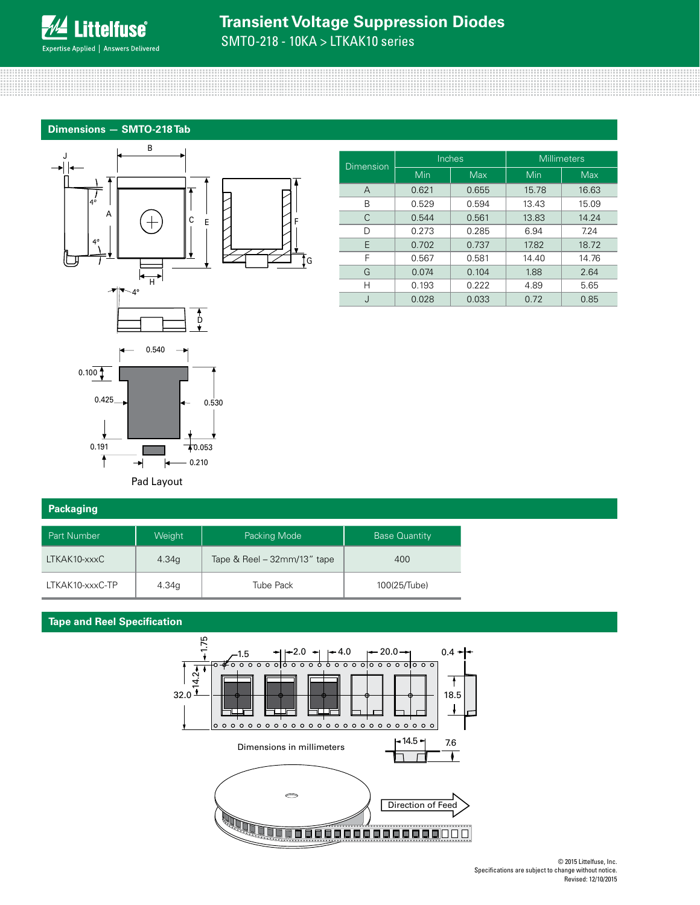## Dimensions — SMTO-218 Tab

J

B

A

C

E

F

G

H

4°

4°

4°

D

0.540

0.100

0.425

0.530

0.191

0.053

0.210

Pad Layout

| Dimension | Inches | | Millimeters | |
|---|---|---|---|---|
| | Min | Max | Min | Max |
| A | 0.621 | 0.655 | 15.78 | 16.63 |
| B | 0.529 | 0.594 | 13.43 | 15.09 |
| C | 0.544 | 0.561 | 13.83 | 14.24 |
| D | 0.273 | 0.285 | 6.94 | 7.24 |
| E | 0.702 | 0.737 | 17.82 | 18.72 |
| F | 0.567 | 0.581 | 14.40 | 14.76 |
| G | 0.074 | 0.104 | 1.88 | 2.64 |
| H | 0.193 | 0.222 | 4.89 | 5.65 |
| J | 0.028 | 0.033 | 0.72 | 0.85 |

## Packaging

| Part Number | Weight | Packing Mode | Base Quantity |
|---|---|---|---|
| LTKAK10-xxxC | 4.34g | Tape & Reel – 32mm/13" tape | 400 |
| LTKAK10-xxxC-TP | 4.34g | Tube Pack | 100(25/Tube) |

## Tape and Reel Specification

1.75

1.5

2.0

4.0

20.0

0.4

14.2

32.0

18.5

14.5

7.6

Dimensions in millimeters

Direction of Feed